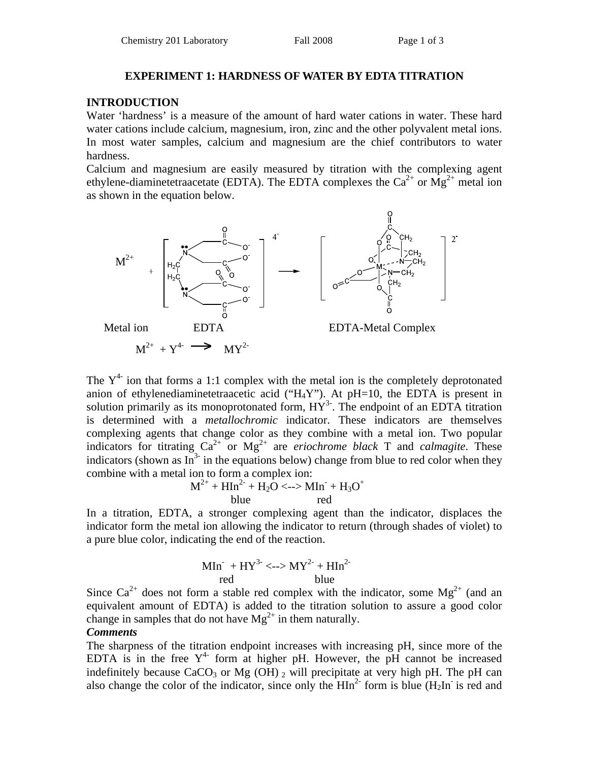# EXPERIMENT 1: HARDNESS OF WATER BY EDTA TITRATION

## INTRODUCTION

Water 'hardness' is a measure of the amount of hard water cations in water. These hard water cations include calcium, magnesium, iron, zinc and the other polyvalent metal ions. In most water samples, calcium and magnesium are the chief contributors to water hardness.

Calcium and magnesium are easily measured by titration with the complexing agent ethylene-diaminetetraacetate (EDTA). The EDTA complexes the $Ca^{2+}$ or $Mg^{2+}$ metal ion as shown in the equation below.

Metal ion EDTA EDTA-Metal Complex

$$M^{2+} + Y^{4-} \longrightarrow MY^{2-}$$

The $Y^{4-}$ ion that forms a 1:1 complex with the metal ion is the completely deprotonated anion of ethylenediaminetetraacetic acid ("$H_4Y$"). At pH=10, the EDTA is present in solution primarily as its monoprotonated form, $HY^{3-}$. The endpoint of an EDTA titration is determined with a *metallochromic* indicator. These indicators are themselves complexing agents that change color as they combine with a metal ion. Two popular indicators for titrating $Ca^{2+}$ or $Mg^{2+}$ are *eriochrome black* T and *calmagite*. These indicators (shown as $In^{3-}$ in the equations below) change from blue to red color when they combine with a metal ion to form a complex ion:

$$M^{2+} + \underset{\text{blue}}{HIn^{2-}} + H_2O \longleftrightarrow \underset{\text{red}}{MIn^{-}} + H_3O^{+}$$

In a titration, EDTA, a stronger complexing agent than the indicator, displaces the indicator form the metal ion allowing the indicator to return (through shades of violet) to a pure blue color, indicating the end of the reaction.

$$\underset{\text{red}}{MIn^{-}} + HY^{3-} \longleftrightarrow MY^{2-} + \underset{\text{blue}}{HIn^{2-}}$$

Since $Ca^{2+}$ does not form a stable red complex with the indicator, some $Mg^{2+}$ (and an equivalent amount of EDTA) is added to the titration solution to assure a good color change in samples that do not have $Mg^{2+}$ in them naturally.

***Comments***

The sharpness of the titration endpoint increases with increasing pH, since more of the EDTA is in the free $Y^{4-}$ form at higher pH. However, the pH cannot be increased indefinitely because $CaCO_3$ or $Mg(OH)_2$ will precipitate at very high pH. The pH can also change the color of the indicator, since only the $HIn^{2-}$ form is blue ($H_2In^{-}$ is red and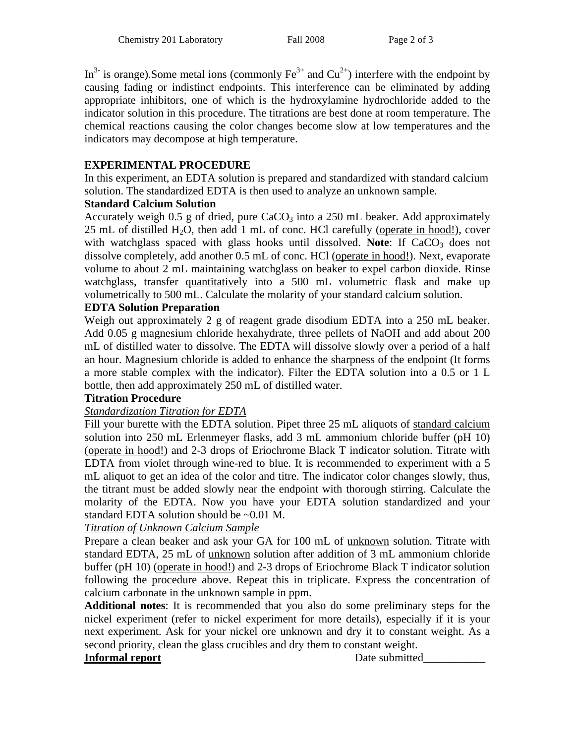$In^{3-}$ is orange).Some metal ions (commonly $Fe^{3+}$ and $Cu^{2+}$) interfere with the endpoint by causing fading or indistinct endpoints. This interference can be eliminated by adding appropriate inhibitors, one of which is the hydroxylamine hydrochloride added to the indicator solution in this procedure. The titrations are best done at room temperature. The chemical reactions causing the color changes become slow at low temperatures and the indicators may decompose at high temperature.

## EXPERIMENTAL PROCEDURE

In this experiment, an EDTA solution is prepared and standardized with standard calcium solution. The standardized EDTA is then used to analyze an unknown sample.

### Standard Calcium Solution

Accurately weigh 0.5 g of dried, pure $CaCO_3$ into a 250 mL beaker. Add approximately 25 mL of distilled $H_2O$, then add 1 mL of conc. HCl carefully (operate in hood!), cover with watchglass spaced with glass hooks until dissolved. **Note**: If $CaCO_3$ does not dissolve completely, add another 0.5 mL of conc. HCl (operate in hood!). Next, evaporate volume to about 2 mL maintaining watchglass on beaker to expel carbon dioxide. Rinse watchglass, transfer quantitatively into a 500 mL volumetric flask and make up volumetrically to 500 mL. Calculate the molarity of your standard calcium solution.

### EDTA Solution Preparation

Weigh out approximately 2 g of reagent grade disodium EDTA into a 250 mL beaker. Add 0.05 g magnesium chloride hexahydrate, three pellets of NaOH and add about 200 mL of distilled water to dissolve. The EDTA will dissolve slowly over a period of a half an hour. Magnesium chloride is added to enhance the sharpness of the endpoint (It forms a more stable complex with the indicator). Filter the EDTA solution into a 0.5 or 1 L bottle, then add approximately 250 mL of distilled water.

### Titration Procedure

*Standardization Titration for EDTA*

Fill your burette with the EDTA solution. Pipet three 25 mL aliquots of standard calcium solution into 250 mL Erlenmeyer flasks, add 3 mL ammonium chloride buffer (pH 10) (operate in hood!) and 2-3 drops of Eriochrome Black T indicator solution. Titrate with EDTA from violet through wine-red to blue. It is recommended to experiment with a 5 mL aliquot to get an idea of the color and titre. The indicator color changes slowly, thus, the titrant must be added slowly near the endpoint with thorough stirring. Calculate the molarity of the EDTA. Now you have your EDTA solution standardized and your standard EDTA solution should be ~0.01 M.

*Titration of Unknown Calcium Sample*

Prepare a clean beaker and ask your GA for 100 mL of unknown solution. Titrate with standard EDTA, 25 mL of unknown solution after addition of 3 mL ammonium chloride buffer (pH 10) (operate in hood!) and 2-3 drops of Eriochrome Black T indicator solution following the procedure above. Repeat this in triplicate. Express the concentration of calcium carbonate in the unknown sample in ppm.

**Additional notes**: It is recommended that you also do some preliminary steps for the nickel experiment (refer to nickel experiment for more details), especially if it is your next experiment. Ask for your nickel ore unknown and dry it to constant weight. As a second priority, clean the glass crucibles and dry them to constant weight.

**Informal report** Date submitted___________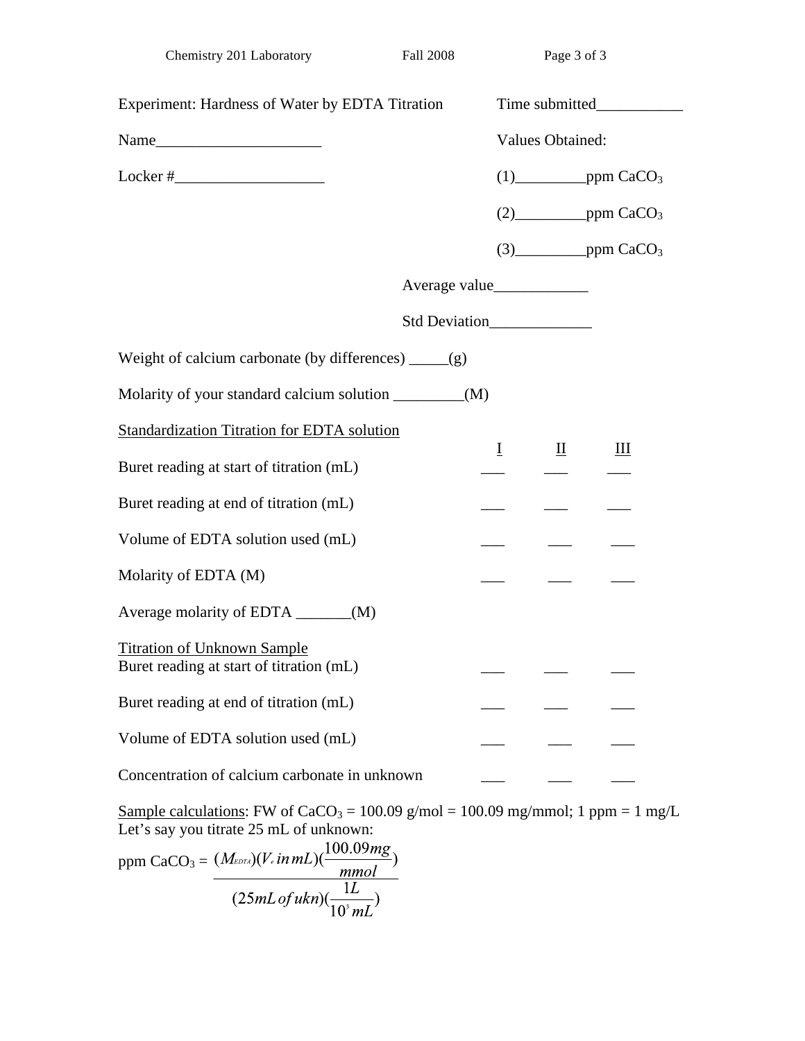Experiment: Hardness of Water by EDTA Titration

Time submitted___________

Name_____________________

Locker #___________________

Values Obtained:

(1)_________ppm $CaCO_3$

(2)_________ppm $CaCO_3$

(3)_________ppm $CaCO_3$

Average value____________

Std Deviation_____________

Weight of calcium carbonate (by differences) _____(g)

Molarity of your standard calcium solution _________(M)

Standardization Titration for EDTA solution

| | I | II | III |
|---|---|---|---|
| Buret reading at start of titration (mL) | ___ | ___ | ___ |
| Buret reading at end of titration (mL) | ___ | ___ | ___ |
| Volume of EDTA solution used (mL) | ___ | ___ | ___ |
| Molarity of EDTA (M) | ___ | ___ | ___ |

Average molarity of EDTA _______(M)

Titration of Unknown Sample

| | | | |
|---|---|---|---|
| Buret reading at start of titration (mL) | ___ | ___ | ___ |
| Buret reading at end of titration (mL) | ___ | ___ | ___ |
| Volume of EDTA solution used (mL) | ___ | ___ | ___ |
| Concentration of calcium carbonate in unknown | ___ | ___ | ___ |

Sample calculations: FW of $CaCO_3$ = 100.09 g/mol = 100.09 mg/mmol; 1 ppm = 1 mg/L

Let's say you titrate 25 mL of unknown:

$$\text{ppm } CaCO_3 = \frac{(M_{EDTA})(V_e \, in \, mL)\left(\frac{100.09 mg}{mmol}\right)}{(25 mL \, of \, ukn)\left(\frac{1L}{10^3 mL}\right)}$$